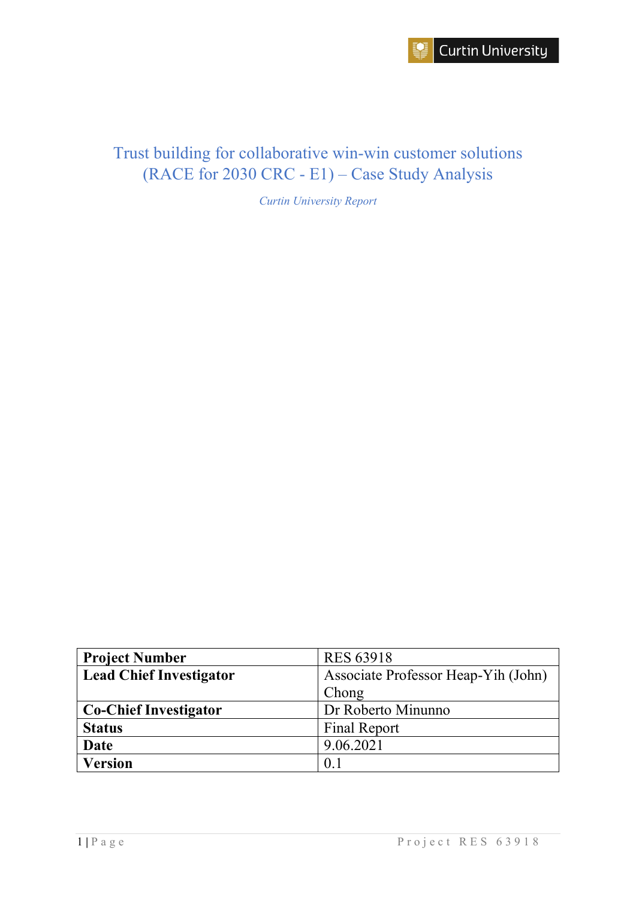# Trust building for collaborative win-win customer solutions (RACE for 2030 CRC - E1) – Case Study Analysis

*Curtin University Report*

| **Project Number** | RES 63918 |
|---|---|
| **Lead Chief Investigator** | Associate Professor Heap-Yih (John) Chong |
| **Co-Chief Investigator** | Dr Roberto Minunno |
| **Status** | Final Report |
| **Date** | 9.06.2021 |
| **Version** | 0.1 |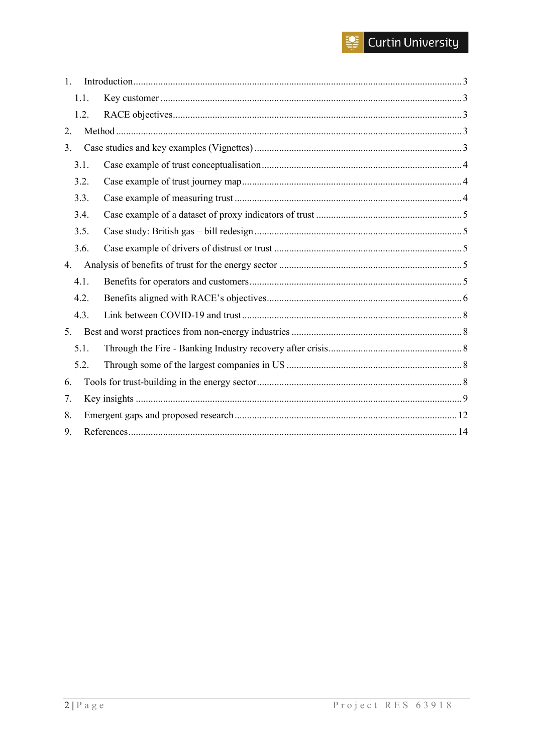1. Introduction ........ 3
   - 1.1. Key customer ........ 3
   - 1.2. RACE objectives ........ 3
2. Method ........ 3
3. Case studies and key examples (Vignettes) ........ 3
   - 3.1. Case example of trust conceptualisation ........ 4
   - 3.2. Case example of trust journey map ........ 4
   - 3.3. Case example of measuring trust ........ 4
   - 3.4. Case example of a dataset of proxy indicators of trust ........ 5
   - 3.5. Case study: British gas – bill redesign ........ 5
   - 3.6. Case example of drivers of distrust or trust ........ 5
4. Analysis of benefits of trust for the energy sector ........ 5
   - 4.1. Benefits for operators and customers ........ 5
   - 4.2. Benefits aligned with RACE's objectives ........ 6
   - 4.3. Link between COVID-19 and trust ........ 8
5. Best and worst practices from non-energy industries ........ 8
   - 5.1. Through the Fire - Banking Industry recovery after crisis ........ 8
   - 5.2. Through some of the largest companies in US ........ 8
6. Tools for trust-building in the energy sector ........ 8
7. Key insights ........ 9
8. Emergent gaps and proposed research ........ 12
9. References ........ 14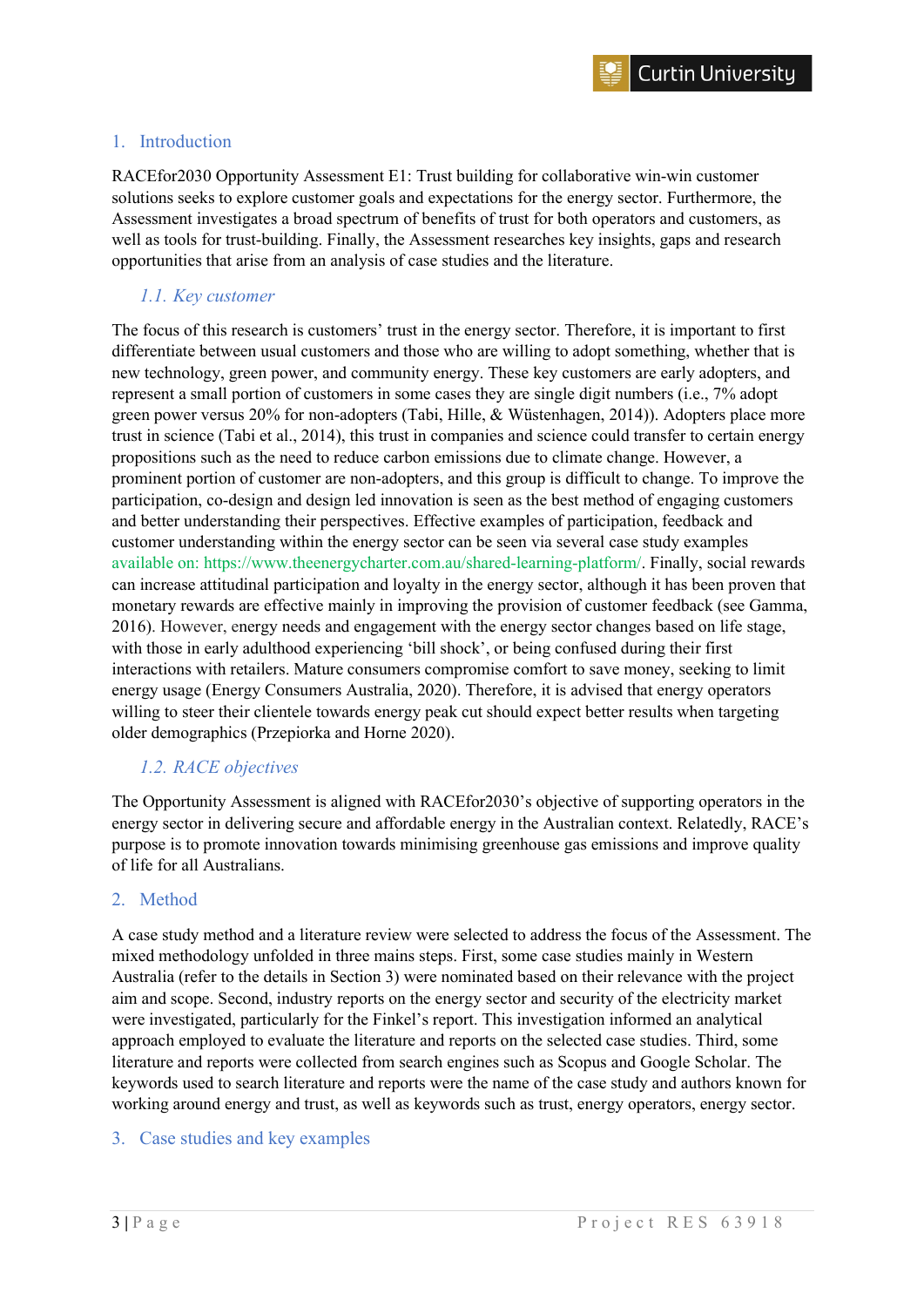## 1. Introduction

RACEfor2030 Opportunity Assessment E1: Trust building for collaborative win-win customer solutions seeks to explore customer goals and expectations for the energy sector. Furthermore, the Assessment investigates a broad spectrum of benefits of trust for both operators and customers, as well as tools for trust-building. Finally, the Assessment researches key insights, gaps and research opportunities that arise from an analysis of case studies and the literature.

### *1.1. Key customer*

The focus of this research is customers' trust in the energy sector. Therefore, it is important to first differentiate between usual customers and those who are willing to adopt something, whether that is new technology, green power, and community energy. These key customers are early adopters, and represent a small portion of customers in some cases they are single digit numbers (i.e., 7% adopt green power versus 20% for non-adopters (Tabi, Hille, & Wüstenhagen, 2014)). Adopters place more trust in science (Tabi et al., 2014), this trust in companies and science could transfer to certain energy propositions such as the need to reduce carbon emissions due to climate change. However, a prominent portion of customer are non-adopters, and this group is difficult to change. To improve the participation, co-design and design led innovation is seen as the best method of engaging customers and better understanding their perspectives. Effective examples of participation, feedback and customer understanding within the energy sector can be seen via several case study examples available on: https://www.theenergycharter.com.au/shared-learning-platform/. Finally, social rewards can increase attitudinal participation and loyalty in the energy sector, although it has been proven that monetary rewards are effective mainly in improving the provision of customer feedback (see Gamma, 2016). However, energy needs and engagement with the energy sector changes based on life stage, with those in early adulthood experiencing 'bill shock', or being confused during their first interactions with retailers. Mature consumers compromise comfort to save money, seeking to limit energy usage (Energy Consumers Australia, 2020). Therefore, it is advised that energy operators willing to steer their clientele towards energy peak cut should expect better results when targeting older demographics (Przepiorka and Horne 2020).

### *1.2. RACE objectives*

The Opportunity Assessment is aligned with RACEfor2030's objective of supporting operators in the energy sector in delivering secure and affordable energy in the Australian context. Relatedly, RACE's purpose is to promote innovation towards minimising greenhouse gas emissions and improve quality of life for all Australians.

## 2. Method

A case study method and a literature review were selected to address the focus of the Assessment. The mixed methodology unfolded in three mains steps. First, some case studies mainly in Western Australia (refer to the details in Section 3) were nominated based on their relevance with the project aim and scope. Second, industry reports on the energy sector and security of the electricity market were investigated, particularly for the Finkel's report. This investigation informed an analytical approach employed to evaluate the literature and reports on the selected case studies. Third, some literature and reports were collected from search engines such as Scopus and Google Scholar. The keywords used to search literature and reports were the name of the case study and authors known for working around energy and trust, as well as keywords such as trust, energy operators, energy sector.

## 3. Case studies and key examples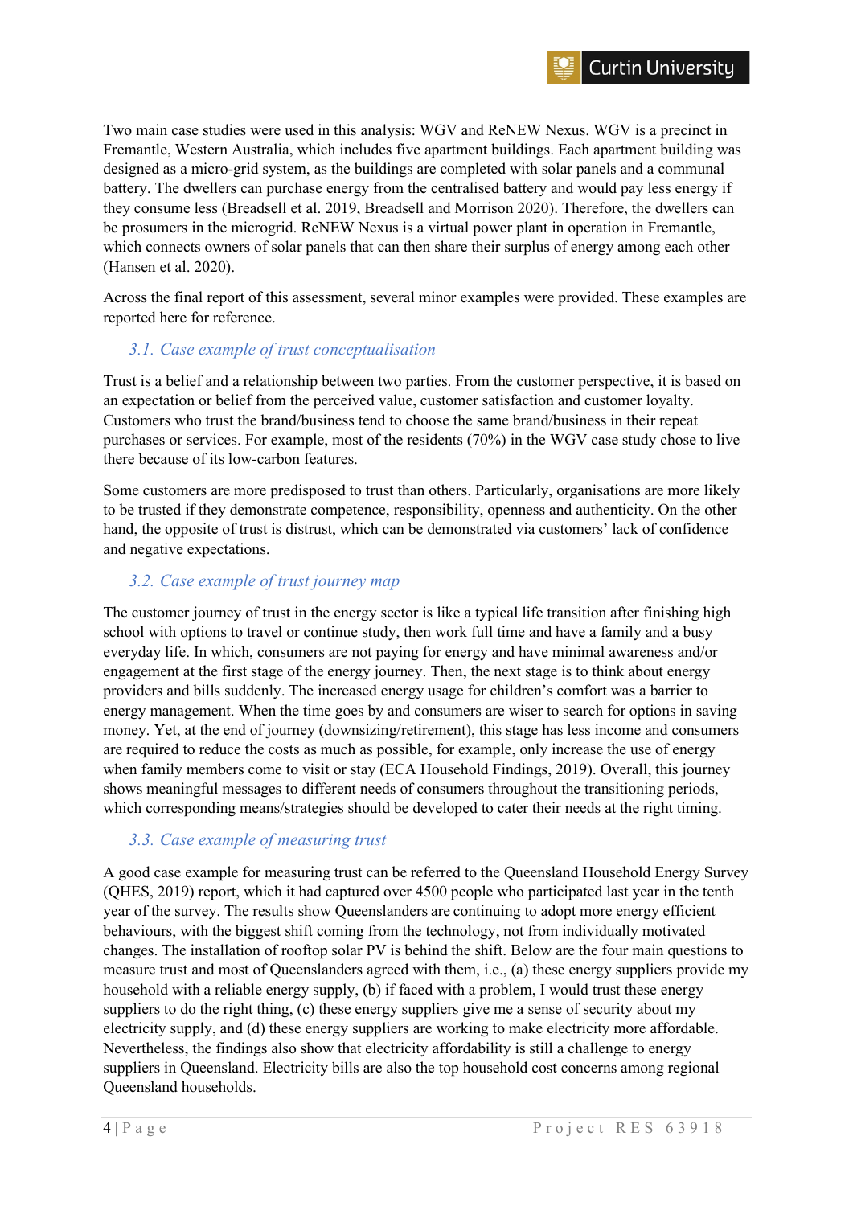Two main case studies were used in this analysis: WGV and ReNEW Nexus. WGV is a precinct in Fremantle, Western Australia, which includes five apartment buildings. Each apartment building was designed as a micro-grid system, as the buildings are completed with solar panels and a communal battery. The dwellers can purchase energy from the centralised battery and would pay less energy if they consume less (Breadsell et al. 2019, Breadsell and Morrison 2020). Therefore, the dwellers can be prosumers in the microgrid. ReNEW Nexus is a virtual power plant in operation in Fremantle, which connects owners of solar panels that can then share their surplus of energy among each other (Hansen et al. 2020).

Across the final report of this assessment, several minor examples were provided. These examples are reported here for reference.

### *3.1. Case example of trust conceptualisation*

Trust is a belief and a relationship between two parties. From the customer perspective, it is based on an expectation or belief from the perceived value, customer satisfaction and customer loyalty. Customers who trust the brand/business tend to choose the same brand/business in their repeat purchases or services. For example, most of the residents (70%) in the WGV case study chose to live there because of its low-carbon features.

Some customers are more predisposed to trust than others. Particularly, organisations are more likely to be trusted if they demonstrate competence, responsibility, openness and authenticity. On the other hand, the opposite of trust is distrust, which can be demonstrated via customers' lack of confidence and negative expectations.

### *3.2. Case example of trust journey map*

The customer journey of trust in the energy sector is like a typical life transition after finishing high school with options to travel or continue study, then work full time and have a family and a busy everyday life. In which, consumers are not paying for energy and have minimal awareness and/or engagement at the first stage of the energy journey. Then, the next stage is to think about energy providers and bills suddenly. The increased energy usage for children's comfort was a barrier to energy management. When the time goes by and consumers are wiser to search for options in saving money. Yet, at the end of journey (downsizing/retirement), this stage has less income and consumers are required to reduce the costs as much as possible, for example, only increase the use of energy when family members come to visit or stay (ECA Household Findings, 2019). Overall, this journey shows meaningful messages to different needs of consumers throughout the transitioning periods, which corresponding means/strategies should be developed to cater their needs at the right timing.

### *3.3. Case example of measuring trust*

A good case example for measuring trust can be referred to the Queensland Household Energy Survey (QHES, 2019) report, which it had captured over 4500 people who participated last year in the tenth year of the survey. The results show Queenslanders are continuing to adopt more energy efficient behaviours, with the biggest shift coming from the technology, not from individually motivated changes. The installation of rooftop solar PV is behind the shift. Below are the four main questions to measure trust and most of Queenslanders agreed with them, i.e., (a) these energy suppliers provide my household with a reliable energy supply, (b) if faced with a problem, I would trust these energy suppliers to do the right thing, (c) these energy suppliers give me a sense of security about my electricity supply, and (d) these energy suppliers are working to make electricity more affordable. Nevertheless, the findings also show that electricity affordability is still a challenge to energy suppliers in Queensland. Electricity bills are also the top household cost concerns among regional Queensland households.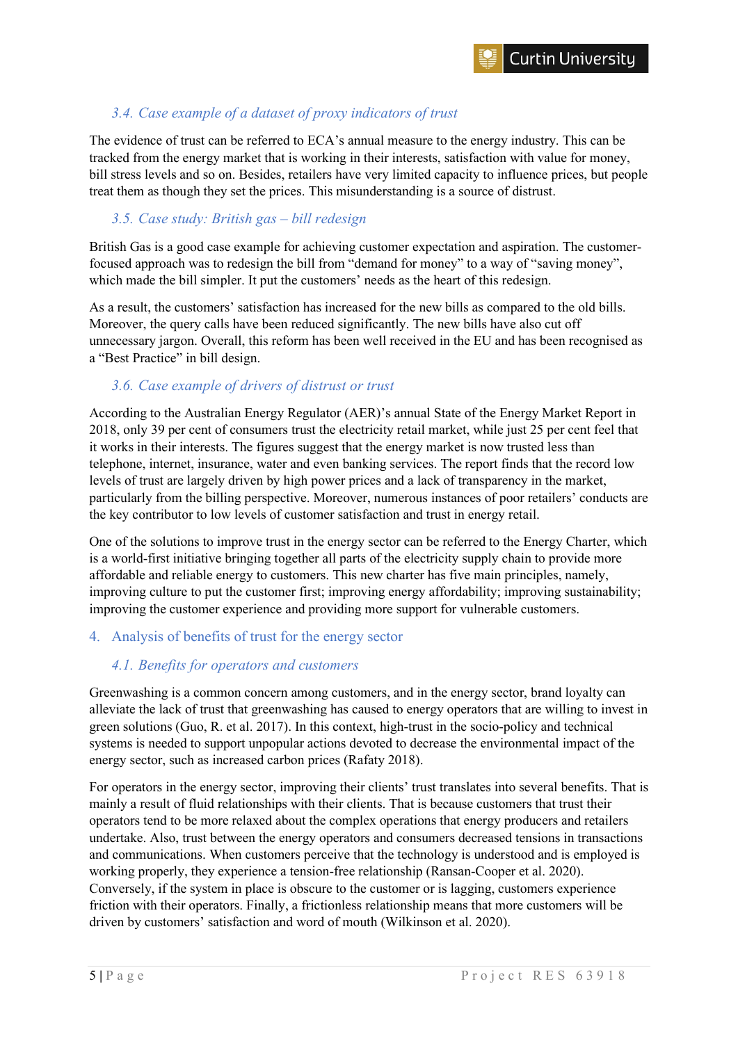### *3.4. Case example of a dataset of proxy indicators of trust*

The evidence of trust can be referred to ECA's annual measure to the energy industry. This can be tracked from the energy market that is working in their interests, satisfaction with value for money, bill stress levels and so on. Besides, retailers have very limited capacity to influence prices, but people treat them as though they set the prices. This misunderstanding is a source of distrust.

### *3.5. Case study: British gas – bill redesign*

British Gas is a good case example for achieving customer expectation and aspiration. The customer-focused approach was to redesign the bill from "demand for money" to a way of "saving money", which made the bill simpler. It put the customers' needs as the heart of this redesign.

As a result, the customers' satisfaction has increased for the new bills as compared to the old bills. Moreover, the query calls have been reduced significantly. The new bills have also cut off unnecessary jargon. Overall, this reform has been well received in the EU and has been recognised as a "Best Practice" in bill design.

### *3.6. Case example of drivers of distrust or trust*

According to the Australian Energy Regulator (AER)'s annual State of the Energy Market Report in 2018, only 39 per cent of consumers trust the electricity retail market, while just 25 per cent feel that it works in their interests. The figures suggest that the energy market is now trusted less than telephone, internet, insurance, water and even banking services. The report finds that the record low levels of trust are largely driven by high power prices and a lack of transparency in the market, particularly from the billing perspective. Moreover, numerous instances of poor retailers' conducts are the key contributor to low levels of customer satisfaction and trust in energy retail.

One of the solutions to improve trust in the energy sector can be referred to the Energy Charter, which is a world-first initiative bringing together all parts of the electricity supply chain to provide more affordable and reliable energy to customers. This new charter has five main principles, namely, improving culture to put the customer first; improving energy affordability; improving sustainability; improving the customer experience and providing more support for vulnerable customers.

## 4. Analysis of benefits of trust for the energy sector

### *4.1. Benefits for operators and customers*

Greenwashing is a common concern among customers, and in the energy sector, brand loyalty can alleviate the lack of trust that greenwashing has caused to energy operators that are willing to invest in green solutions (Guo, R. et al. 2017). In this context, high-trust in the socio-policy and technical systems is needed to support unpopular actions devoted to decrease the environmental impact of the energy sector, such as increased carbon prices (Rafaty 2018).

For operators in the energy sector, improving their clients' trust translates into several benefits. That is mainly a result of fluid relationships with their clients. That is because customers that trust their operators tend to be more relaxed about the complex operations that energy producers and retailers undertake. Also, trust between the energy operators and consumers decreased tensions in transactions and communications. When customers perceive that the technology is understood and is employed is working properly, they experience a tension-free relationship (Ransan-Cooper et al. 2020). Conversely, if the system in place is obscure to the customer or is lagging, customers experience friction with their operators. Finally, a frictionless relationship means that more customers will be driven by customers' satisfaction and word of mouth (Wilkinson et al. 2020).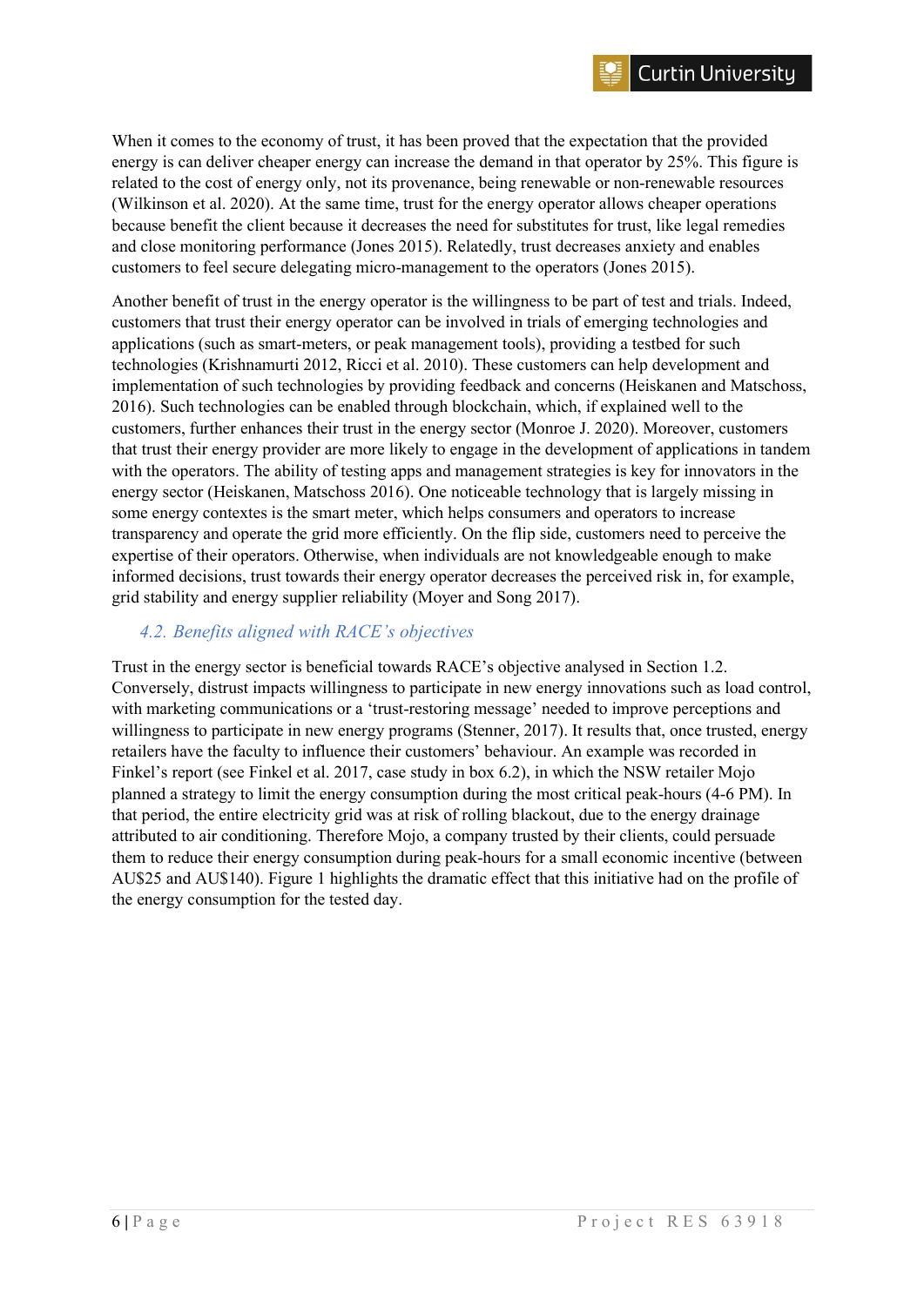When it comes to the economy of trust, it has been proved that the expectation that the provided energy is can deliver cheaper energy can increase the demand in that operator by 25%. This figure is related to the cost of energy only, not its provenance, being renewable or non-renewable resources (Wilkinson et al. 2020). At the same time, trust for the energy operator allows cheaper operations because benefit the client because it decreases the need for substitutes for trust, like legal remedies and close monitoring performance (Jones 2015). Relatedly, trust decreases anxiety and enables customers to feel secure delegating micro-management to the operators (Jones 2015).

Another benefit of trust in the energy operator is the willingness to be part of test and trials. Indeed, customers that trust their energy operator can be involved in trials of emerging technologies and applications (such as smart-meters, or peak management tools), providing a testbed for such technologies (Krishnamurti 2012, Ricci et al. 2010). These customers can help development and implementation of such technologies by providing feedback and concerns (Heiskanen and Matschoss, 2016). Such technologies can be enabled through blockchain, which, if explained well to the customers, further enhances their trust in the energy sector (Monroe J. 2020). Moreover, customers that trust their energy provider are more likely to engage in the development of applications in tandem with the operators. The ability of testing apps and management strategies is key for innovators in the energy sector (Heiskanen, Matschoss 2016). One noticeable technology that is largely missing in some energy contextes is the smart meter, which helps consumers and operators to increase transparency and operate the grid more efficiently. On the flip side, customers need to perceive the expertise of their operators. Otherwise, when individuals are not knowledgeable enough to make informed decisions, trust towards their energy operator decreases the perceived risk in, for example, grid stability and energy supplier reliability (Moyer and Song 2017).

## *4.2. Benefits aligned with RACE's objectives*

Trust in the energy sector is beneficial towards RACE's objective analysed in Section 1.2. Conversely, distrust impacts willingness to participate in new energy innovations such as load control, with marketing communications or a 'trust-restoring message' needed to improve perceptions and willingness to participate in new energy programs (Stenner, 2017). It results that, once trusted, energy retailers have the faculty to influence their customers' behaviour. An example was recorded in Finkel's report (see Finkel et al. 2017, case study in box 6.2), in which the NSW retailer Mojo planned a strategy to limit the energy consumption during the most critical peak-hours (4-6 PM). In that period, the entire electricity grid was at risk of rolling blackout, due to the energy drainage attributed to air conditioning. Therefore Mojo, a company trusted by their clients, could persuade them to reduce their energy consumption during peak-hours for a small economic incentive (between AU$25 and AU$140). Figure 1 highlights the dramatic effect that this initiative had on the profile of the energy consumption for the tested day.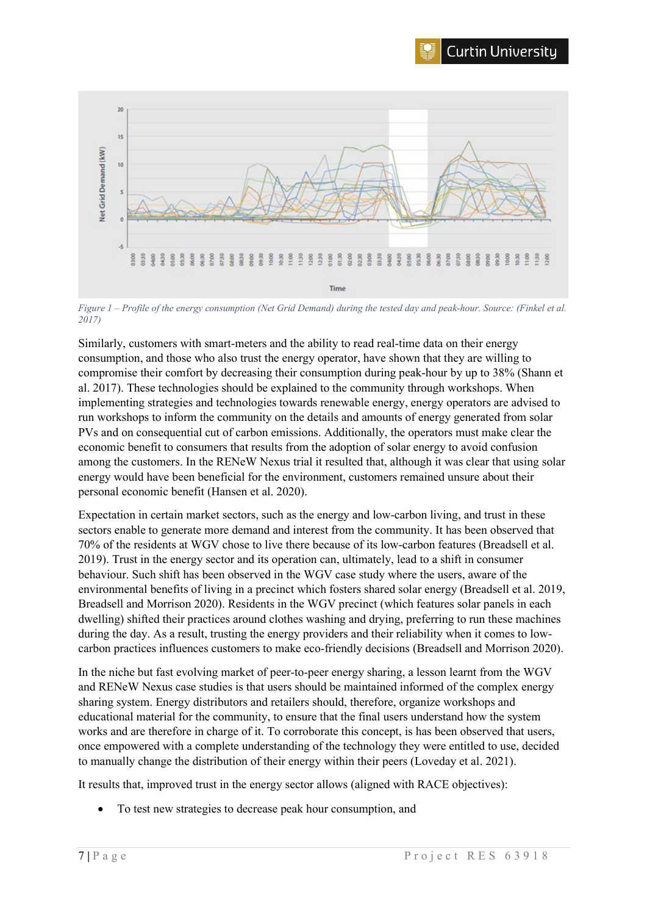*Figure 1 – Profile of the energy consumption (Net Grid Demand) during the tested day and peak-hour. Source: (Finkel et al. 2017)*

Similarly, customers with smart-meters and the ability to read real-time data on their energy consumption, and those who also trust the energy operator, have shown that they are willing to compromise their comfort by decreasing their consumption during peak-hour by up to 38% (Shann et al. 2017). These technologies should be explained to the community through workshops. When implementing strategies and technologies towards renewable energy, energy operators are advised to run workshops to inform the community on the details and amounts of energy generated from solar PVs and on consequential cut of carbon emissions. Additionally, the operators must make clear the economic benefit to consumers that results from the adoption of solar energy to avoid confusion among the customers. In the RENeW Nexus trial it resulted that, although it was clear that using solar energy would have been beneficial for the environment, customers remained unsure about their personal economic benefit (Hansen et al. 2020).

Expectation in certain market sectors, such as the energy and low-carbon living, and trust in these sectors enable to generate more demand and interest from the community. It has been observed that 70% of the residents at WGV chose to live there because of its low-carbon features (Breadsell et al. 2019). Trust in the energy sector and its operation can, ultimately, lead to a shift in consumer behaviour. Such shift has been observed in the WGV case study where the users, aware of the environmental benefits of living in a precinct which fosters shared solar energy (Breadsell et al. 2019, Breadsell and Morrison 2020). Residents in the WGV precinct (which features solar panels in each dwelling) shifted their practices around clothes washing and drying, preferring to run these machines during the day. As a result, trusting the energy providers and their reliability when it comes to low-carbon practices influences customers to make eco-friendly decisions (Breadsell and Morrison 2020).

In the niche but fast evolving market of peer-to-peer energy sharing, a lesson learnt from the WGV and RENeW Nexus case studies is that users should be maintained informed of the complex energy sharing system. Energy distributors and retailers should, therefore, organize workshops and educational material for the community, to ensure that the final users understand how the system works and are therefore in charge of it. To corroborate this concept, is has been observed that users, once empowered with a complete understanding of the technology they were entitled to use, decided to manually change the distribution of their energy within their peers (Loveday et al. 2021).

It results that, improved trust in the energy sector allows (aligned with RACE objectives):

- To test new strategies to decrease peak hour consumption, and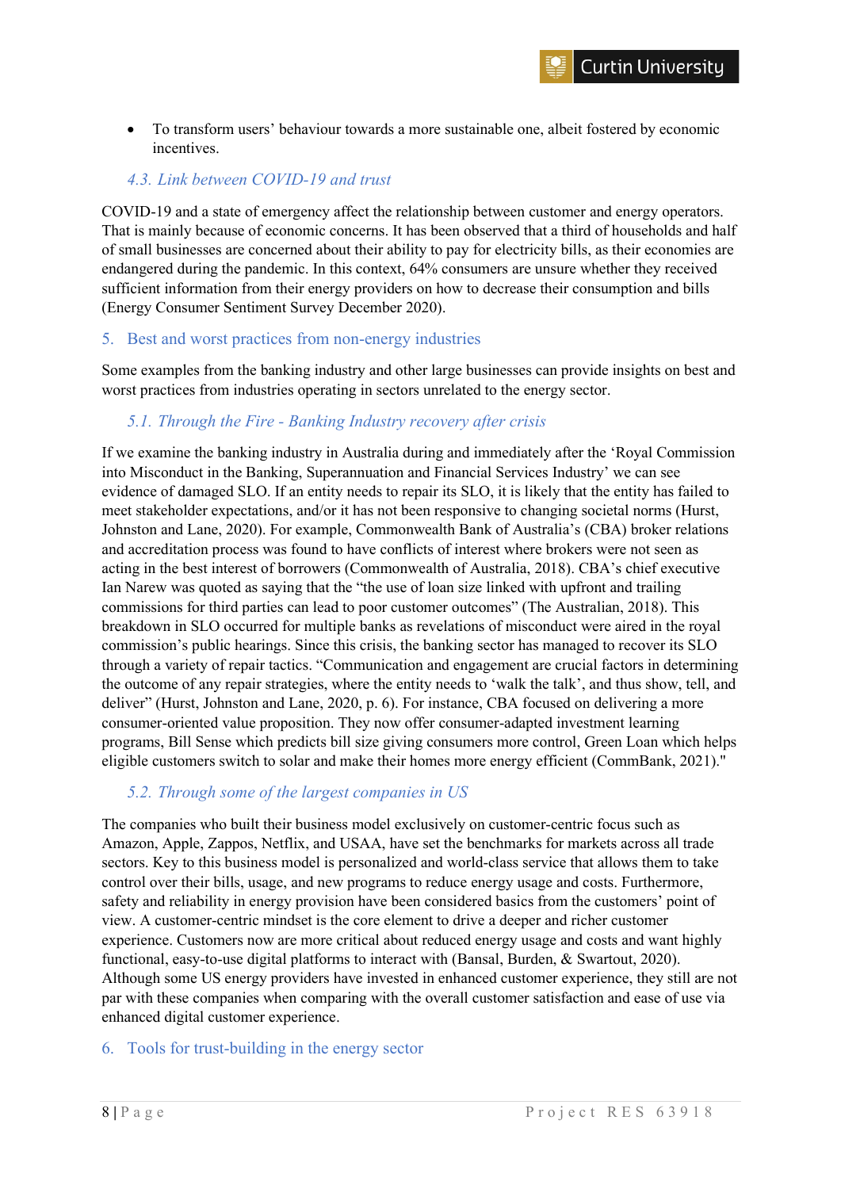- To transform users' behaviour towards a more sustainable one, albeit fostered by economic incentives.

### 4.3. Link between COVID-19 and trust

COVID-19 and a state of emergency affect the relationship between customer and energy operators. That is mainly because of economic concerns. It has been observed that a third of households and half of small businesses are concerned about their ability to pay for electricity bills, as their economies are endangered during the pandemic. In this context, 64% consumers are unsure whether they received sufficient information from their energy providers on how to decrease their consumption and bills (Energy Consumer Sentiment Survey December 2020).

## 5. Best and worst practices from non-energy industries

Some examples from the banking industry and other large businesses can provide insights on best and worst practices from industries operating in sectors unrelated to the energy sector.

### 5.1. Through the Fire - Banking Industry recovery after crisis

If we examine the banking industry in Australia during and immediately after the 'Royal Commission into Misconduct in the Banking, Superannuation and Financial Services Industry' we can see evidence of damaged SLO. If an entity needs to repair its SLO, it is likely that the entity has failed to meet stakeholder expectations, and/or it has not been responsive to changing societal norms (Hurst, Johnston and Lane, 2020). For example, Commonwealth Bank of Australia's (CBA) broker relations and accreditation process was found to have conflicts of interest where brokers were not seen as acting in the best interest of borrowers (Commonwealth of Australia, 2018). CBA's chief executive Ian Narew was quoted as saying that the "the use of loan size linked with upfront and trailing commissions for third parties can lead to poor customer outcomes" (The Australian, 2018). This breakdown in SLO occurred for multiple banks as revelations of misconduct were aired in the royal commission's public hearings. Since this crisis, the banking sector has managed to recover its SLO through a variety of repair tactics. "Communication and engagement are crucial factors in determining the outcome of any repair strategies, where the entity needs to 'walk the talk', and thus show, tell, and deliver" (Hurst, Johnston and Lane, 2020, p. 6). For instance, CBA focused on delivering a more consumer-oriented value proposition. They now offer consumer-adapted investment learning programs, Bill Sense which predicts bill size giving consumers more control, Green Loan which helps eligible customers switch to solar and make their homes more energy efficient (CommBank, 2021)."

### 5.2. Through some of the largest companies in US

The companies who built their business model exclusively on customer-centric focus such as Amazon, Apple, Zappos, Netflix, and USAA, have set the benchmarks for markets across all trade sectors. Key to this business model is personalized and world-class service that allows them to take control over their bills, usage, and new programs to reduce energy usage and costs. Furthermore, safety and reliability in energy provision have been considered basics from the customers' point of view. A customer-centric mindset is the core element to drive a deeper and richer customer experience. Customers now are more critical about reduced energy usage and costs and want highly functional, easy-to-use digital platforms to interact with (Bansal, Burden, & Swartout, 2020). Although some US energy providers have invested in enhanced customer experience, they still are not par with these companies when comparing with the overall customer satisfaction and ease of use via enhanced digital customer experience.

## 6. Tools for trust-building in the energy sector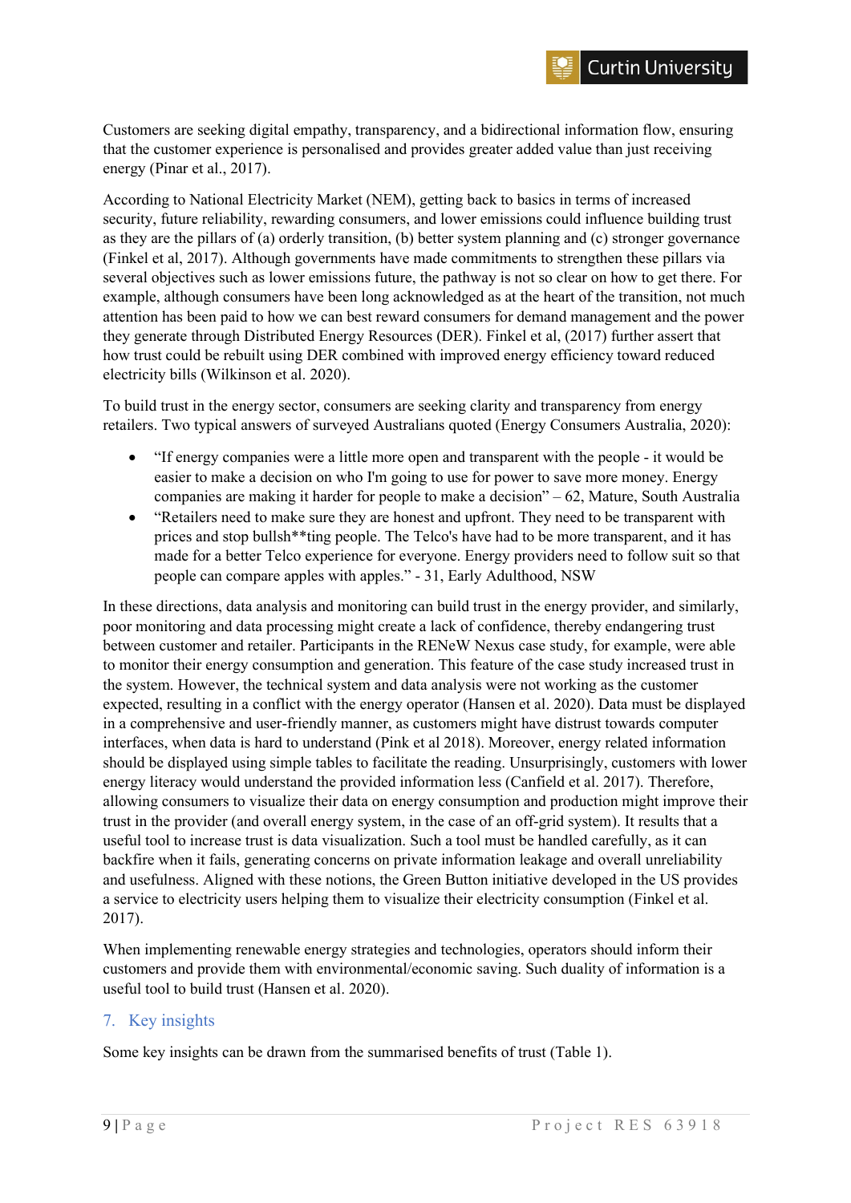Customers are seeking digital empathy, transparency, and a bidirectional information flow, ensuring that the customer experience is personalised and provides greater added value than just receiving energy (Pinar et al., 2017).

According to National Electricity Market (NEM), getting back to basics in terms of increased security, future reliability, rewarding consumers, and lower emissions could influence building trust as they are the pillars of (a) orderly transition, (b) better system planning and (c) stronger governance (Finkel et al, 2017). Although governments have made commitments to strengthen these pillars via several objectives such as lower emissions future, the pathway is not so clear on how to get there. For example, although consumers have been long acknowledged as at the heart of the transition, not much attention has been paid to how we can best reward consumers for demand management and the power they generate through Distributed Energy Resources (DER). Finkel et al, (2017) further assert that how trust could be rebuilt using DER combined with improved energy efficiency toward reduced electricity bills (Wilkinson et al. 2020).

To build trust in the energy sector, consumers are seeking clarity and transparency from energy retailers. Two typical answers of surveyed Australians quoted (Energy Consumers Australia, 2020):

- "If energy companies were a little more open and transparent with the people - it would be easier to make a decision on who I'm going to use for power to save more money. Energy companies are making it harder for people to make a decision" – 62, Mature, South Australia
- "Retailers need to make sure they are honest and upfront. They need to be transparent with prices and stop bullsh**ting people. The Telco's have had to be more transparent, and it has made for a better Telco experience for everyone. Energy providers need to follow suit so that people can compare apples with apples." - 31, Early Adulthood, NSW

In these directions, data analysis and monitoring can build trust in the energy provider, and similarly, poor monitoring and data processing might create a lack of confidence, thereby endangering trust between customer and retailer. Participants in the RENeW Nexus case study, for example, were able to monitor their energy consumption and generation. This feature of the case study increased trust in the system. However, the technical system and data analysis were not working as the customer expected, resulting in a conflict with the energy operator (Hansen et al. 2020). Data must be displayed in a comprehensive and user-friendly manner, as customers might have distrust towards computer interfaces, when data is hard to understand (Pink et al 2018). Moreover, energy related information should be displayed using simple tables to facilitate the reading. Unsurprisingly, customers with lower energy literacy would understand the provided information less (Canfield et al. 2017). Therefore, allowing consumers to visualize their data on energy consumption and production might improve their trust in the provider (and overall energy system, in the case of an off-grid system). It results that a useful tool to increase trust is data visualization. Such a tool must be handled carefully, as it can backfire when it fails, generating concerns on private information leakage and overall unreliability and usefulness. Aligned with these notions, the Green Button initiative developed in the US provides a service to electricity users helping them to visualize their electricity consumption (Finkel et al. 2017).

When implementing renewable energy strategies and technologies, operators should inform their customers and provide them with environmental/economic saving. Such duality of information is a useful tool to build trust (Hansen et al. 2020).

## 7. Key insights

Some key insights can be drawn from the summarised benefits of trust (Table 1).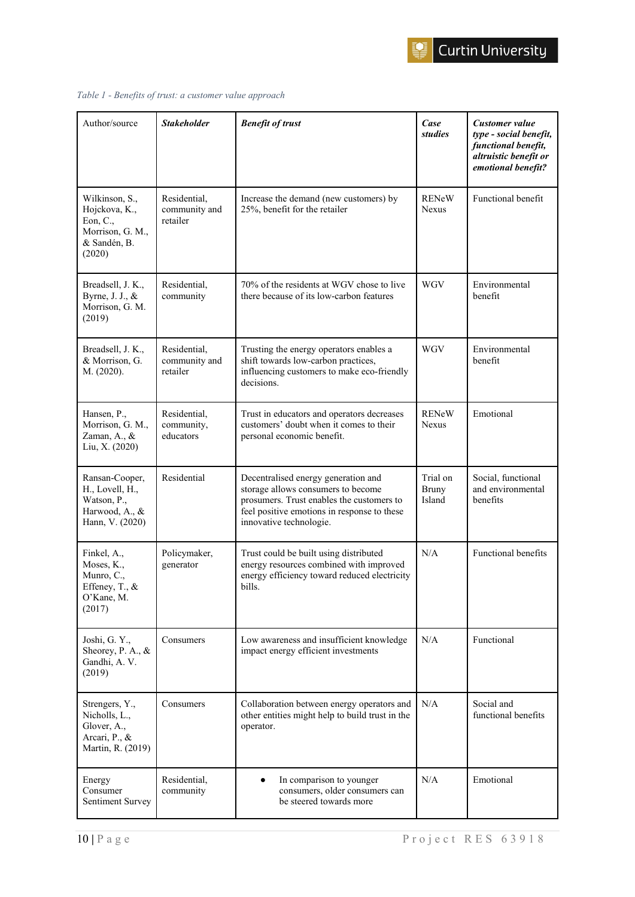*Table 1 - Benefits of trust: a customer value approach*

| Author/source | ***Stakeholder*** | ***Benefit of trust*** | ***Case studies*** | ***Customer value type - social benefit, functional benefit, altruistic benefit or emotional benefit?*** |
|---|---|---|---|---|
| Wilkinson, S., Hojckova, K., Eon, C., Morrison, G. M., & Sandén, B. (2020) | Residential, community and retailer | Increase the demand (new customers) by 25%, benefit for the retailer | RENeW Nexus | Functional benefit |
| Breadsell, J. K., Byrne, J. J., & Morrison, G. M. (2019) | Residential, community | 70% of the residents at WGV chose to live there because of its low-carbon features | WGV | Environmental benefit |
| Breadsell, J. K., & Morrison, G. M. (2020). | Residential, community and retailer | Trusting the energy operators enables a shift towards low-carbon practices, influencing customers to make eco-friendly decisions. | WGV | Environmental benefit |
| Hansen, P., Morrison, G. M., Zaman, A., & Liu, X. (2020) | Residential, community, educators | Trust in educators and operators decreases customers' doubt when it comes to their personal economic benefit. | RENeW Nexus | Emotional |
| Ransan-Cooper, H., Lovell, H., Watson, P., Harwood, A., & Hann, V. (2020) | Residential | Decentralised energy generation and storage allows consumers to become prosumers. Trust enables the customers to feel positive emotions in response to these innovative technologie. | Trial on Bruny Island | Social, functional and environmental benefits |
| Finkel, A., Moses, K., Munro, C., Effeney, T., & O'Kane, M. (2017) | Policymaker, generator | Trust could be built using distributed energy resources combined with improved energy efficiency toward reduced electricity bills. | N/A | Functional benefits |
| Joshi, G. Y., Sheorey, P. A., & Gandhi, A. V. (2019) | Consumers | Low awareness and insufficient knowledge impact energy efficient investments | N/A | Functional |
| Strengers, Y., Nicholls, L., Glover, A., Arcari, P., & Martin, R. (2019) | Consumers | Collaboration between energy operators and other entities might help to build trust in the operator. | N/A | Social and functional benefits |
| Energy Consumer Sentiment Survey | Residential, community | • In comparison to younger consumers, older consumers can be steered towards more | N/A | Emotional |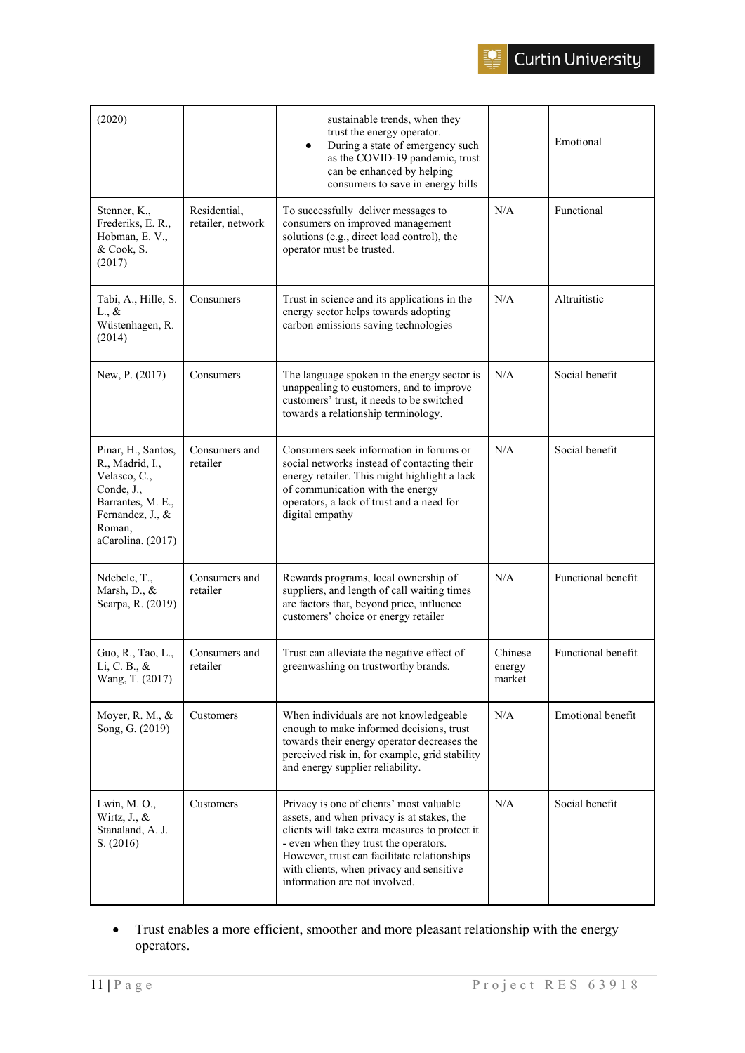| | | | | |
|---|---|---|---|---|
| (2020) | | sustainable trends, when they trust the energy operator.<br>• During a state of emergency such as the COVID-19 pandemic, trust can be enhanced by helping consumers to save in energy bills | | Emotional |
| Stenner, K., Frederiks, E. R., Hobman, E. V., & Cook, S. (2017) | Residential, retailer, network | To successfully deliver messages to consumers on improved management solutions (e.g., direct load control), the operator must be trusted. | N/A | Functional |
| Tabi, A., Hille, S. L., & Wüstenhagen, R. (2014) | Consumers | Trust in science and its applications in the energy sector helps towards adopting carbon emissions saving technologies | N/A | Altruitistic |
| New, P. (2017) | Consumers | The language spoken in the energy sector is unappealing to customers, and to improve customers' trust, it needs to be switched towards a relationship terminology. | N/A | Social benefit |
| Pinar, H., Santos, R., Madrid, I., Velasco, C., Conde, J., Barrantes, M. E., Fernandez, J., & Roman, aCarolina. (2017) | Consumers and retailer | Consumers seek information in forums or social networks instead of contacting their energy retailer. This might highlight a lack of communication with the energy operators, a lack of trust and a need for digital empathy | N/A | Social benefit |
| Ndebele, T., Marsh, D., & Scarpa, R. (2019) | Consumers and retailer | Rewards programs, local ownership of suppliers, and length of call waiting times are factors that, beyond price, influence customers' choice or energy retailer | N/A | Functional benefit |
| Guo, R., Tao, L., Li, C. B., & Wang, T. (2017) | Consumers and retailer | Trust can alleviate the negative effect of greenwashing on trustworthy brands. | Chinese energy market | Functional benefit |
| Moyer, R. M., & Song, G. (2019) | Customers | When individuals are not knowledgeable enough to make informed decisions, trust towards their energy operator decreases the perceived risk in, for example, grid stability and energy supplier reliability. | N/A | Emotional benefit |
| Lwin, M. O., Wirtz, J., & Stanaland, A. J. S. (2016) | Customers | Privacy is one of clients' most valuable assets, and when privacy is at stakes, the clients will take extra measures to protect it - even when they trust the operators. However, trust can facilitate relationships with clients, when privacy and sensitive information are not involved. | N/A | Social benefit |

- Trust enables a more efficient, smoother and more pleasant relationship with the energy operators.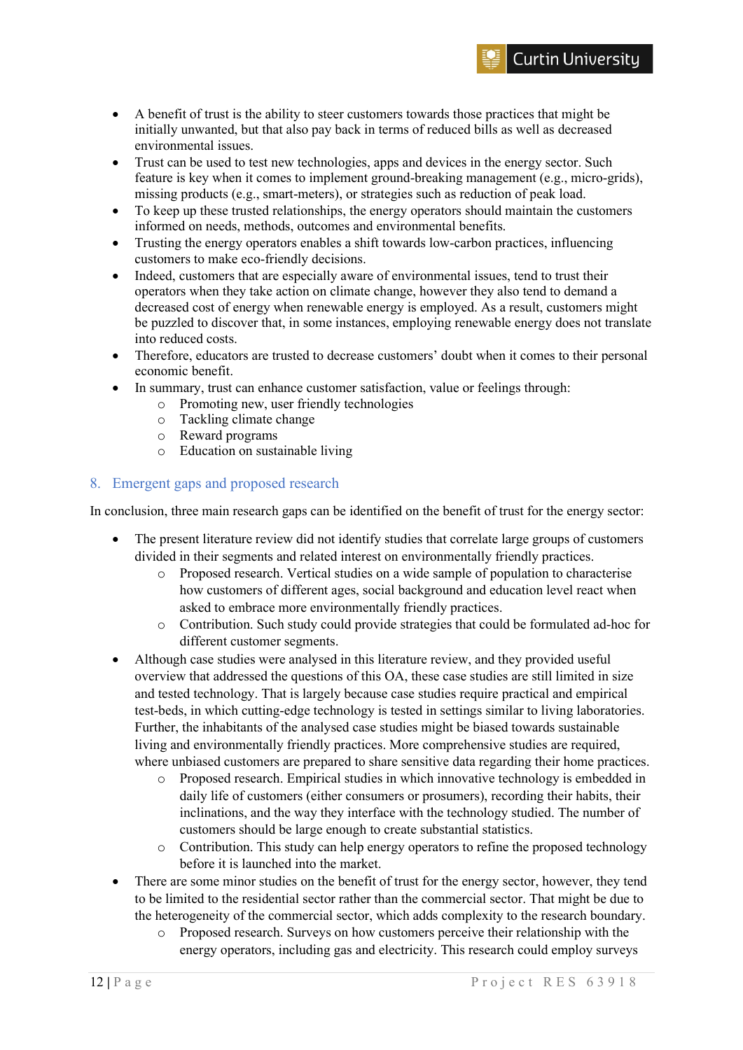- A benefit of trust is the ability to steer customers towards those practices that might be initially unwanted, but that also pay back in terms of reduced bills as well as decreased environmental issues.
- Trust can be used to test new technologies, apps and devices in the energy sector. Such feature is key when it comes to implement ground-breaking management (e.g., micro-grids), missing products (e.g., smart-meters), or strategies such as reduction of peak load.
- To keep up these trusted relationships, the energy operators should maintain the customers informed on needs, methods, outcomes and environmental benefits.
- Trusting the energy operators enables a shift towards low-carbon practices, influencing customers to make eco-friendly decisions.
- Indeed, customers that are especially aware of environmental issues, tend to trust their operators when they take action on climate change, however they also tend to demand a decreased cost of energy when renewable energy is employed. As a result, customers might be puzzled to discover that, in some instances, employing renewable energy does not translate into reduced costs.
- Therefore, educators are trusted to decrease customers' doubt when it comes to their personal economic benefit.
- In summary, trust can enhance customer satisfaction, value or feelings through:
    - Promoting new, user friendly technologies
    - Tackling climate change
    - Reward programs
    - Education on sustainable living

## 8. Emergent gaps and proposed research

In conclusion, three main research gaps can be identified on the benefit of trust for the energy sector:

- The present literature review did not identify studies that correlate large groups of customers divided in their segments and related interest on environmentally friendly practices.
    - Proposed research. Vertical studies on a wide sample of population to characterise how customers of different ages, social background and education level react when asked to embrace more environmentally friendly practices.
    - Contribution. Such study could provide strategies that could be formulated ad-hoc for different customer segments.
- Although case studies were analysed in this literature review, and they provided useful overview that addressed the questions of this OA, these case studies are still limited in size and tested technology. That is largely because case studies require practical and empirical test-beds, in which cutting-edge technology is tested in settings similar to living laboratories. Further, the inhabitants of the analysed case studies might be biased towards sustainable living and environmentally friendly practices. More comprehensive studies are required, where unbiased customers are prepared to share sensitive data regarding their home practices.
    - Proposed research. Empirical studies in which innovative technology is embedded in daily life of customers (either consumers or prosumers), recording their habits, their inclinations, and the way they interface with the technology studied. The number of customers should be large enough to create substantial statistics.
    - Contribution. This study can help energy operators to refine the proposed technology before it is launched into the market.
- There are some minor studies on the benefit of trust for the energy sector, however, they tend to be limited to the residential sector rather than the commercial sector. That might be due to the heterogeneity of the commercial sector, which adds complexity to the research boundary.
    - Proposed research. Surveys on how customers perceive their relationship with the energy operators, including gas and electricity. This research could employ surveys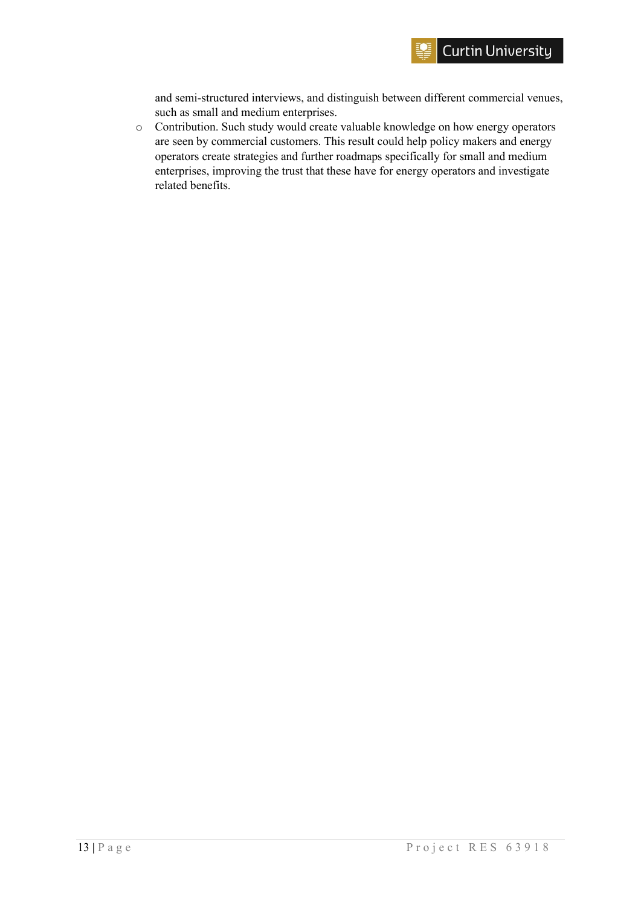and semi-structured interviews, and distinguish between different commercial venues, such as small and medium enterprises.

- Contribution. Such study would create valuable knowledge on how energy operators are seen by commercial customers. This result could help policy makers and energy operators create strategies and further roadmaps specifically for small and medium enterprises, improving the trust that these have for energy operators and investigate related benefits.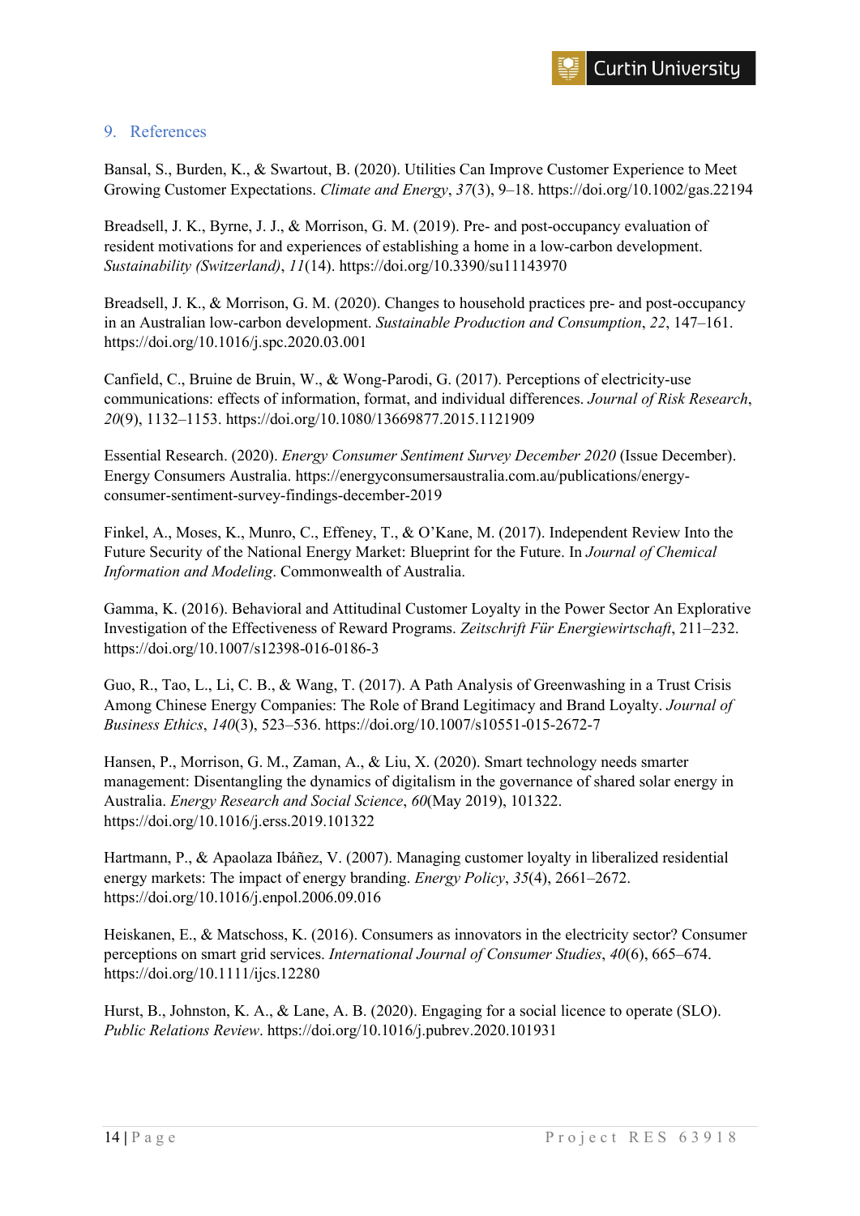## 9. References

Bansal, S., Burden, K., & Swartout, B. (2020). Utilities Can Improve Customer Experience to Meet Growing Customer Expectations. *Climate and Energy*, *37*(3), 9–18. https://doi.org/10.1002/gas.22194

Breadsell, J. K., Byrne, J. J., & Morrison, G. M. (2019). Pre- and post-occupancy evaluation of resident motivations for and experiences of establishing a home in a low-carbon development. *Sustainability (Switzerland)*, *11*(14). https://doi.org/10.3390/su11143970

Breadsell, J. K., & Morrison, G. M. (2020). Changes to household practices pre- and post-occupancy in an Australian low-carbon development. *Sustainable Production and Consumption*, *22*, 147–161. https://doi.org/10.1016/j.spc.2020.03.001

Canfield, C., Bruine de Bruin, W., & Wong-Parodi, G. (2017). Perceptions of electricity-use communications: effects of information, format, and individual differences. *Journal of Risk Research*, *20*(9), 1132–1153. https://doi.org/10.1080/13669877.2015.1121909

Essential Research. (2020). *Energy Consumer Sentiment Survey December 2020* (Issue December). Energy Consumers Australia. https://energyconsumersaustralia.com.au/publications/energy-consumer-sentiment-survey-findings-december-2019

Finkel, A., Moses, K., Munro, C., Effeney, T., & O'Kane, M. (2017). Independent Review Into the Future Security of the National Energy Market: Blueprint for the Future. In *Journal of Chemical Information and Modeling*. Commonwealth of Australia.

Gamma, K. (2016). Behavioral and Attitudinal Customer Loyalty in the Power Sector An Explorative Investigation of the Effectiveness of Reward Programs. *Zeitschrift Für Energiewirtschaft*, 211–232. https://doi.org/10.1007/s12398-016-0186-3

Guo, R., Tao, L., Li, C. B., & Wang, T. (2017). A Path Analysis of Greenwashing in a Trust Crisis Among Chinese Energy Companies: The Role of Brand Legitimacy and Brand Loyalty. *Journal of Business Ethics*, *140*(3), 523–536. https://doi.org/10.1007/s10551-015-2672-7

Hansen, P., Morrison, G. M., Zaman, A., & Liu, X. (2020). Smart technology needs smarter management: Disentangling the dynamics of digitalism in the governance of shared solar energy in Australia. *Energy Research and Social Science*, *60*(May 2019), 101322. https://doi.org/10.1016/j.erss.2019.101322

Hartmann, P., & Apaolaza Ibáñez, V. (2007). Managing customer loyalty in liberalized residential energy markets: The impact of energy branding. *Energy Policy*, *35*(4), 2661–2672. https://doi.org/10.1016/j.enpol.2006.09.016

Heiskanen, E., & Matschoss, K. (2016). Consumers as innovators in the electricity sector? Consumer perceptions on smart grid services. *International Journal of Consumer Studies*, *40*(6), 665–674. https://doi.org/10.1111/ijcs.12280

Hurst, B., Johnston, K. A., & Lane, A. B. (2020). Engaging for a social licence to operate (SLO). *Public Relations Review*. https://doi.org/10.1016/j.pubrev.2020.101931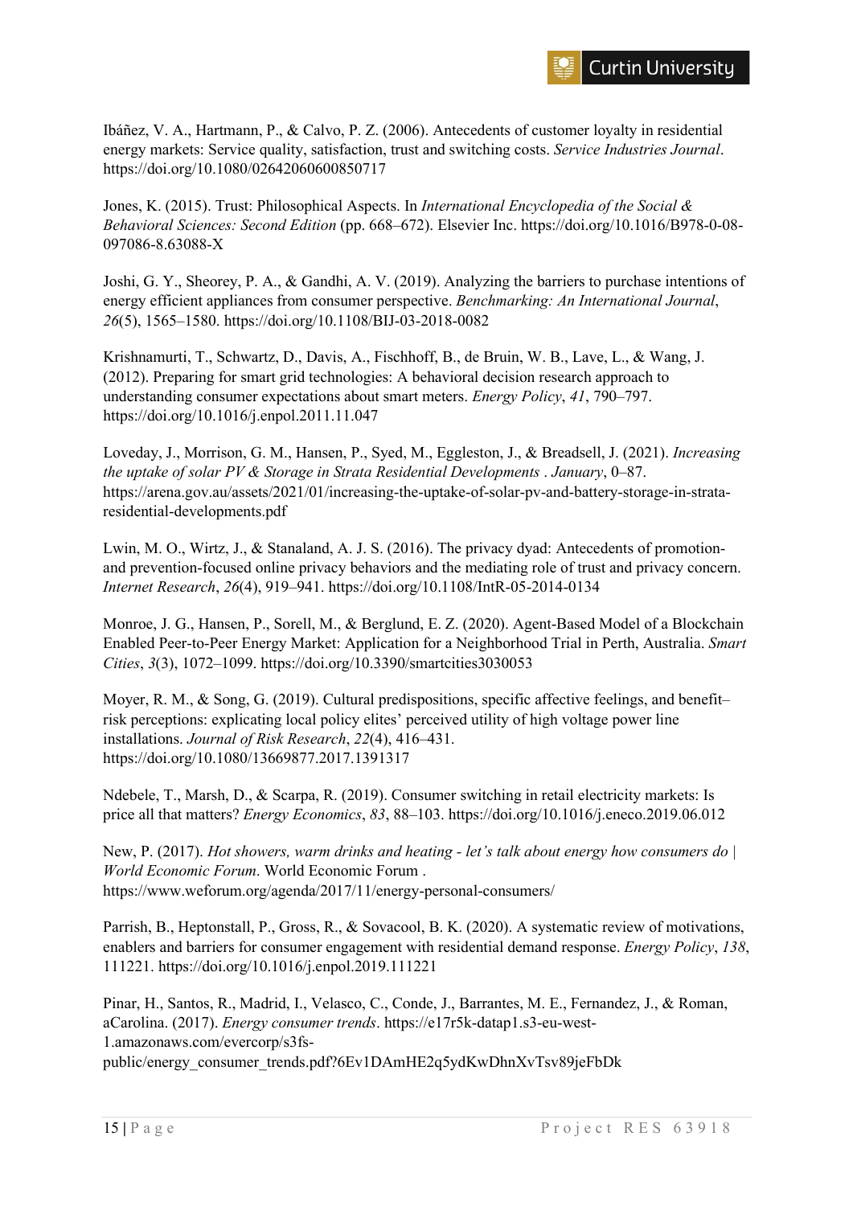Ibáñez, V. A., Hartmann, P., & Calvo, P. Z. (2006). Antecedents of customer loyalty in residential energy markets: Service quality, satisfaction, trust and switching costs. *Service Industries Journal*. https://doi.org/10.1080/02642060600850717

Jones, K. (2015). Trust: Philosophical Aspects. In *International Encyclopedia of the Social & Behavioral Sciences: Second Edition* (pp. 668–672). Elsevier Inc. https://doi.org/10.1016/B978-0-08-097086-8.63088-X

Joshi, G. Y., Sheorey, P. A., & Gandhi, A. V. (2019). Analyzing the barriers to purchase intentions of energy efficient appliances from consumer perspective. *Benchmarking: An International Journal*, *26*(5), 1565–1580. https://doi.org/10.1108/BIJ-03-2018-0082

Krishnamurti, T., Schwartz, D., Davis, A., Fischhoff, B., de Bruin, W. B., Lave, L., & Wang, J. (2012). Preparing for smart grid technologies: A behavioral decision research approach to understanding consumer expectations about smart meters. *Energy Policy*, *41*, 790–797. https://doi.org/10.1016/j.enpol.2011.11.047

Loveday, J., Morrison, G. M., Hansen, P., Syed, M., Eggleston, J., & Breadsell, J. (2021). *Increasing the uptake of solar PV & Storage in Strata Residential Developments* . *January*, 0–87. https://arena.gov.au/assets/2021/01/increasing-the-uptake-of-solar-pv-and-battery-storage-in-strata-residential-developments.pdf

Lwin, M. O., Wirtz, J., & Stanaland, A. J. S. (2016). The privacy dyad: Antecedents of promotion- and prevention-focused online privacy behaviors and the mediating role of trust and privacy concern. *Internet Research*, *26*(4), 919–941. https://doi.org/10.1108/IntR-05-2014-0134

Monroe, J. G., Hansen, P., Sorell, M., & Berglund, E. Z. (2020). Agent-Based Model of a Blockchain Enabled Peer-to-Peer Energy Market: Application for a Neighborhood Trial in Perth, Australia. *Smart Cities*, *3*(3), 1072–1099. https://doi.org/10.3390/smartcities3030053

Moyer, R. M., & Song, G. (2019). Cultural predispositions, specific affective feelings, and benefit–risk perceptions: explicating local policy elites' perceived utility of high voltage power line installations. *Journal of Risk Research*, *22*(4), 416–431. https://doi.org/10.1080/13669877.2017.1391317

Ndebele, T., Marsh, D., & Scarpa, R. (2019). Consumer switching in retail electricity markets: Is price all that matters? *Energy Economics*, *83*, 88–103. https://doi.org/10.1016/j.eneco.2019.06.012

New, P. (2017). *Hot showers, warm drinks and heating - let's talk about energy how consumers do | World Economic Forum*. World Economic Forum . https://www.weforum.org/agenda/2017/11/energy-personal-consumers/

Parrish, B., Heptonstall, P., Gross, R., & Sovacool, B. K. (2020). A systematic review of motivations, enablers and barriers for consumer engagement with residential demand response. *Energy Policy*, *138*, 111221. https://doi.org/10.1016/j.enpol.2019.111221

Pinar, H., Santos, R., Madrid, I., Velasco, C., Conde, J., Barrantes, M. E., Fernandez, J., & Roman, aCarolina. (2017). *Energy consumer trends*. https://e17r5k-datap1.s3-eu-west-1.amazonaws.com/evercorp/s3fs-public/energy_consumer_trends.pdf?6Ev1DAmHE2q5ydKwDhnXvTsv89jeFbDk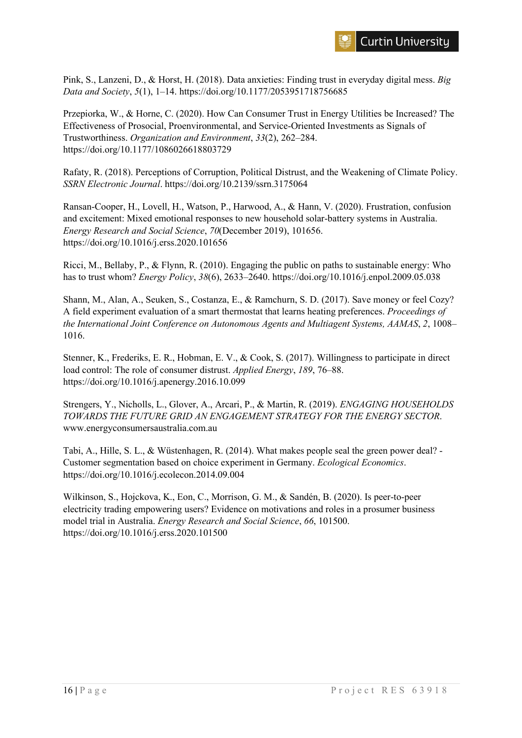Pink, S., Lanzeni, D., & Horst, H. (2018). Data anxieties: Finding trust in everyday digital mess. *Big Data and Society*, *5*(1), 1–14. https://doi.org/10.1177/2053951718756685

Przepiorka, W., & Horne, C. (2020). How Can Consumer Trust in Energy Utilities be Increased? The Effectiveness of Prosocial, Proenvironmental, and Service-Oriented Investments as Signals of Trustworthiness. *Organization and Environment*, *33*(2), 262–284. https://doi.org/10.1177/1086026618803729

Rafaty, R. (2018). Perceptions of Corruption, Political Distrust, and the Weakening of Climate Policy. *SSRN Electronic Journal*. https://doi.org/10.2139/ssrn.3175064

Ransan-Cooper, H., Lovell, H., Watson, P., Harwood, A., & Hann, V. (2020). Frustration, confusion and excitement: Mixed emotional responses to new household solar-battery systems in Australia. *Energy Research and Social Science*, *70*(December 2019), 101656. https://doi.org/10.1016/j.erss.2020.101656

Ricci, M., Bellaby, P., & Flynn, R. (2010). Engaging the public on paths to sustainable energy: Who has to trust whom? *Energy Policy*, *38*(6), 2633–2640. https://doi.org/10.1016/j.enpol.2009.05.038

Shann, M., Alan, A., Seuken, S., Costanza, E., & Ramchurn, S. D. (2017). Save money or feel Cozy? A field experiment evaluation of a smart thermostat that learns heating preferences. *Proceedings of the International Joint Conference on Autonomous Agents and Multiagent Systems, AAMAS*, *2*, 1008–1016.

Stenner, K., Frederiks, E. R., Hobman, E. V., & Cook, S. (2017). Willingness to participate in direct load control: The role of consumer distrust. *Applied Energy*, *189*, 76–88. https://doi.org/10.1016/j.apenergy.2016.10.099

Strengers, Y., Nicholls, L., Glover, A., Arcari, P., & Martin, R. (2019). *ENGAGING HOUSEHOLDS TOWARDS THE FUTURE GRID AN ENGAGEMENT STRATEGY FOR THE ENERGY SECTOR*. www.energyconsumersaustralia.com.au

Tabi, A., Hille, S. L., & Wüstenhagen, R. (2014). What makes people seal the green power deal? - Customer segmentation based on choice experiment in Germany. *Ecological Economics*. https://doi.org/10.1016/j.ecolecon.2014.09.004

Wilkinson, S., Hojckova, K., Eon, C., Morrison, G. M., & Sandén, B. (2020). Is peer-to-peer electricity trading empowering users? Evidence on motivations and roles in a prosumer business model trial in Australia. *Energy Research and Social Science*, *66*, 101500. https://doi.org/10.1016/j.erss.2020.101500